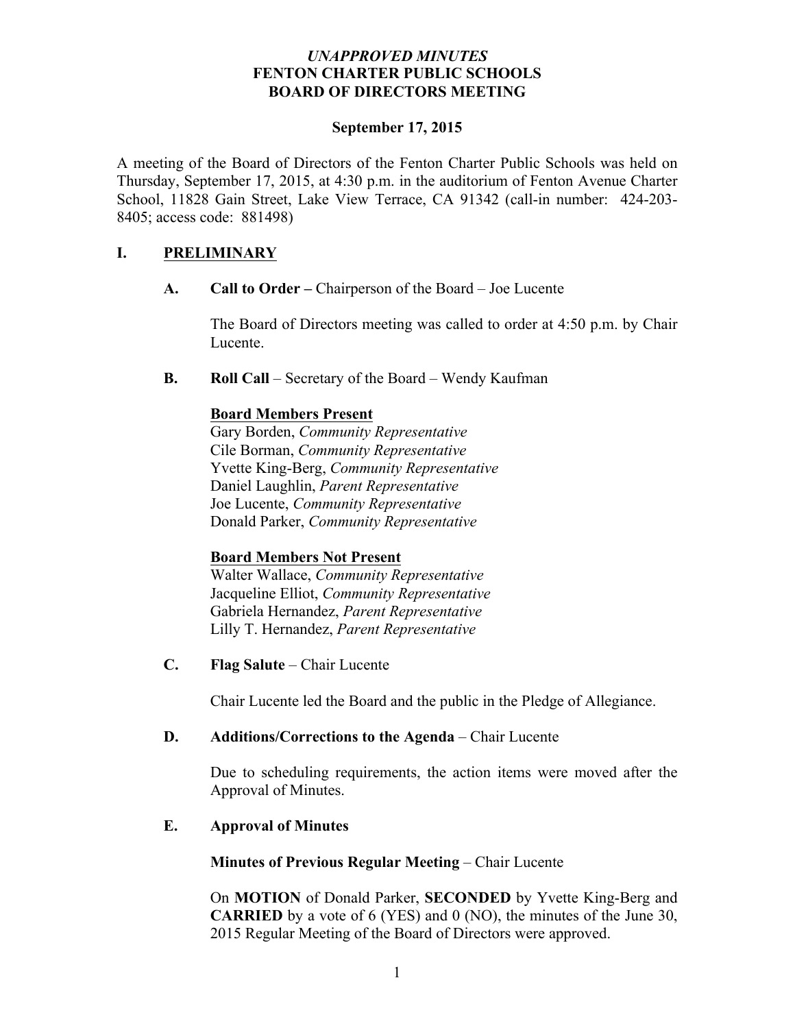# *UNAPPROVED MINUTES*
# FENTON CHARTER PUBLIC SCHOOLS
# BOARD OF DIRECTORS MEETING

**September 17, 2015**

A meeting of the Board of Directors of the Fenton Charter Public Schools was held on Thursday, September 17, 2015, at 4:30 p.m. in the auditorium of Fenton Avenue Charter School, 11828 Gain Street, Lake View Terrace, CA 91342 (call-in number: 424-203-8405; access code: 881498)

## I. PRELIMINARY

### A. Call to Order – Chairperson of the Board – Joe Lucente

The Board of Directors meeting was called to order at 4:50 p.m. by Chair Lucente.

### B. Roll Call – Secretary of the Board – Wendy Kaufman

**Board Members Present**

Gary Borden, *Community Representative*
Cile Borman, *Community Representative*
Yvette King-Berg, *Community Representative*
Daniel Laughlin, *Parent Representative*
Joe Lucente, *Community Representative*
Donald Parker, *Community Representative*

**Board Members Not Present**

Walter Wallace, *Community Representative*
Jacqueline Elliot, *Community Representative*
Gabriela Hernandez, *Parent Representative*
Lilly T. Hernandez, *Parent Representative*

### C. Flag Salute – Chair Lucente

Chair Lucente led the Board and the public in the Pledge of Allegiance.

### D. Additions/Corrections to the Agenda – Chair Lucente

Due to scheduling requirements, the action items were moved after the Approval of Minutes.

### E. Approval of Minutes

**Minutes of Previous Regular Meeting** – Chair Lucente

On **MOTION** of Donald Parker, **SECONDED** by Yvette King-Berg and **CARRIED** by a vote of 6 (YES) and 0 (NO), the minutes of the June 30, 2015 Regular Meeting of the Board of Directors were approved.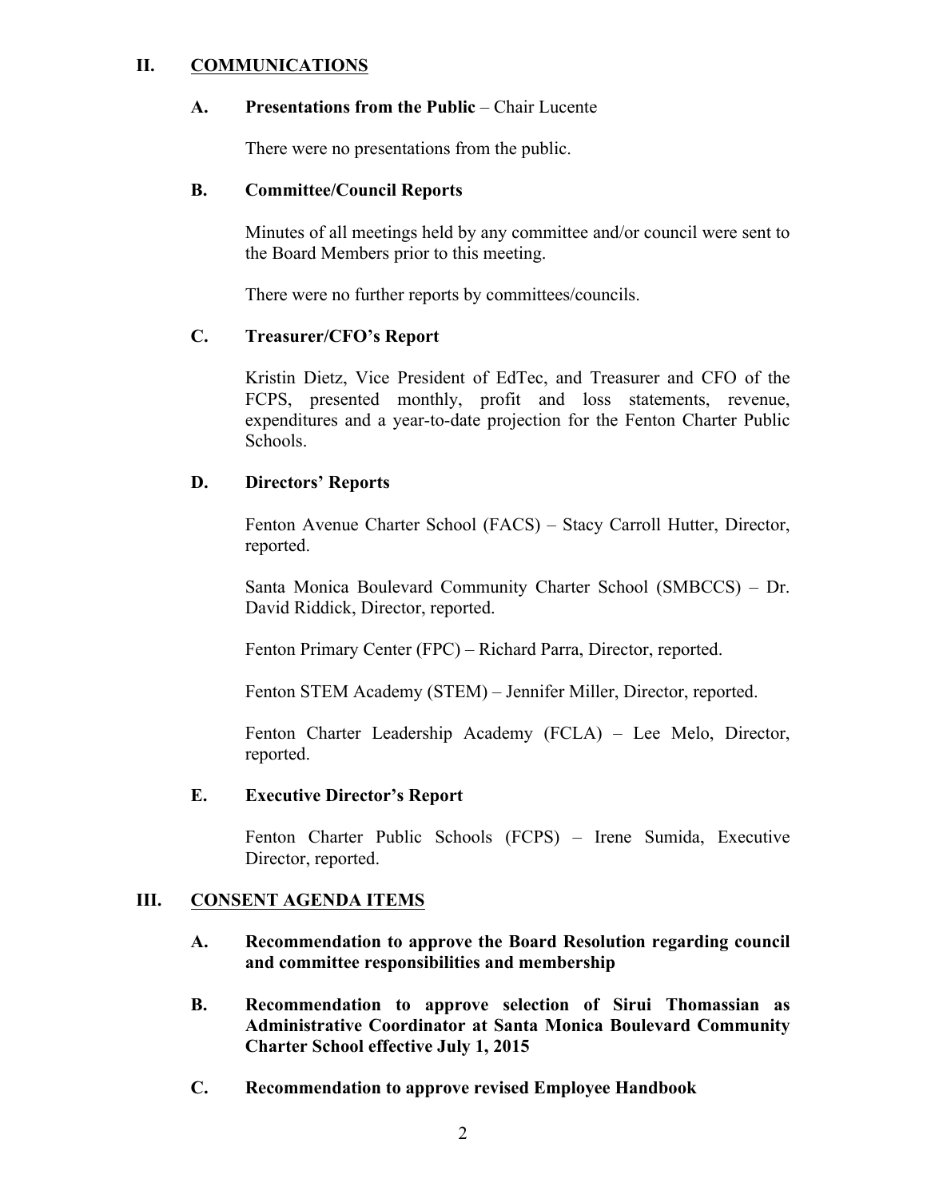## II. COMMUNICATIONS

### A. Presentations from the Public – Chair Lucente

There were no presentations from the public.

### B. Committee/Council Reports

Minutes of all meetings held by any committee and/or council were sent to the Board Members prior to this meeting.

There were no further reports by committees/councils.

### C. Treasurer/CFO's Report

Kristin Dietz, Vice President of EdTec, and Treasurer and CFO of the FCPS, presented monthly, profit and loss statements, revenue, expenditures and a year-to-date projection for the Fenton Charter Public Schools.

### D. Directors' Reports

Fenton Avenue Charter School (FACS) – Stacy Carroll Hutter, Director, reported.

Santa Monica Boulevard Community Charter School (SMBCCS) – Dr. David Riddick, Director, reported.

Fenton Primary Center (FPC) – Richard Parra, Director, reported.

Fenton STEM Academy (STEM) – Jennifer Miller, Director, reported.

Fenton Charter Leadership Academy (FCLA) – Lee Melo, Director, reported.

### E. Executive Director's Report

Fenton Charter Public Schools (FCPS) – Irene Sumida, Executive Director, reported.

## III. CONSENT AGENDA ITEMS

**A. Recommendation to approve the Board Resolution regarding council and committee responsibilities and membership**

**B. Recommendation to approve selection of Sirui Thomassian as Administrative Coordinator at Santa Monica Boulevard Community Charter School effective July 1, 2015**

**C. Recommendation to approve revised Employee Handbook**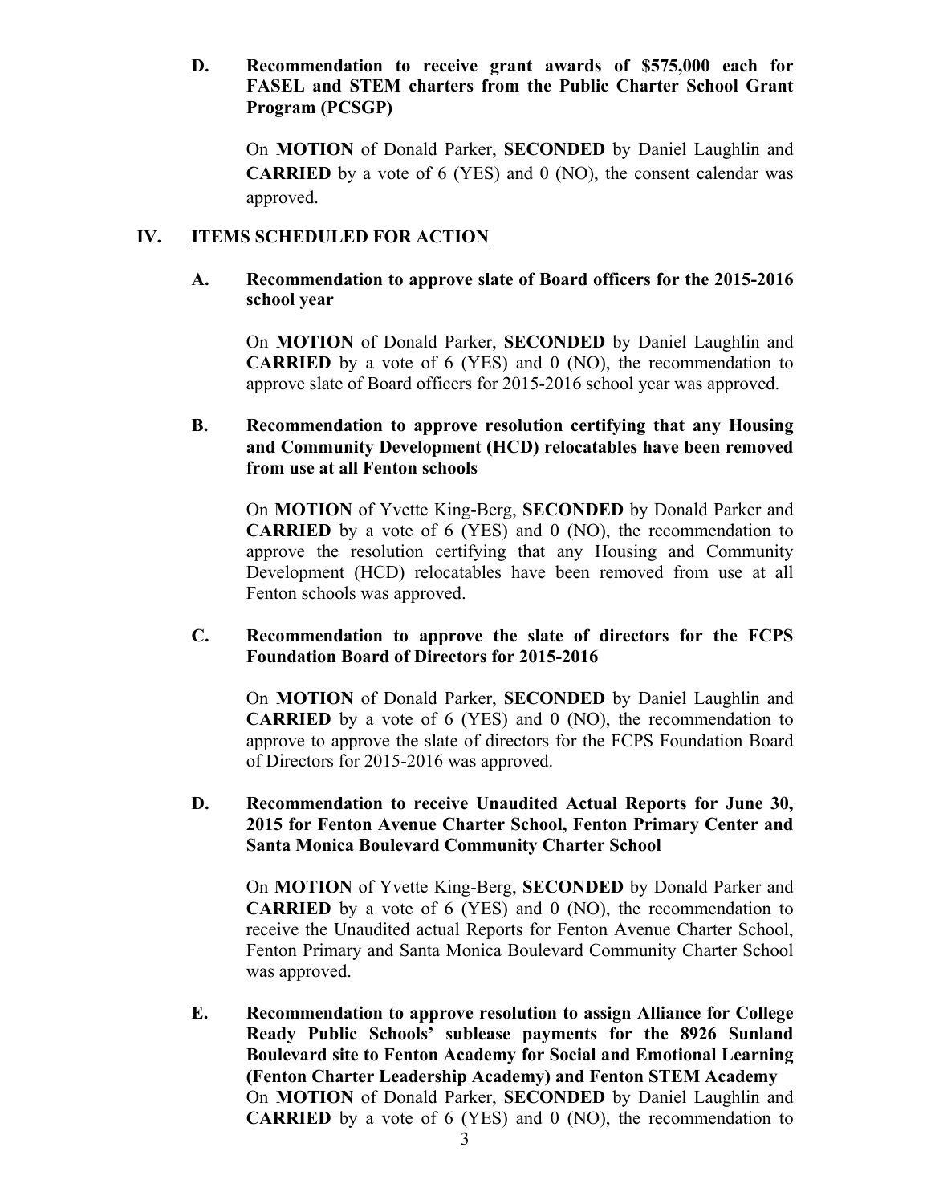**D. Recommendation to receive grant awards of $575,000 each for FASEL and STEM charters from the Public Charter School Grant Program (PCSGP)**

On **MOTION** of Donald Parker, **SECONDED** by Daniel Laughlin and **CARRIED** by a vote of 6 (YES) and 0 (NO), the consent calendar was approved.

## IV. ITEMS SCHEDULED FOR ACTION

**A. Recommendation to approve slate of Board officers for the 2015-2016 school year**

On **MOTION** of Donald Parker, **SECONDED** by Daniel Laughlin and **CARRIED** by a vote of 6 (YES) and 0 (NO), the recommendation to approve slate of Board officers for 2015-2016 school year was approved.

**B. Recommendation to approve resolution certifying that any Housing and Community Development (HCD) relocatables have been removed from use at all Fenton schools**

On **MOTION** of Yvette King-Berg, **SECONDED** by Donald Parker and **CARRIED** by a vote of 6 (YES) and 0 (NO), the recommendation to approve the resolution certifying that any Housing and Community Development (HCD) relocatables have been removed from use at all Fenton schools was approved.

**C. Recommendation to approve the slate of directors for the FCPS Foundation Board of Directors for 2015-2016**

On **MOTION** of Donald Parker, **SECONDED** by Daniel Laughlin and **CARRIED** by a vote of 6 (YES) and 0 (NO), the recommendation to approve to approve the slate of directors for the FCPS Foundation Board of Directors for 2015-2016 was approved.

**D. Recommendation to receive Unaudited Actual Reports for June 30, 2015 for Fenton Avenue Charter School, Fenton Primary Center and Santa Monica Boulevard Community Charter School**

On **MOTION** of Yvette King-Berg, **SECONDED** by Donald Parker and **CARRIED** by a vote of 6 (YES) and 0 (NO), the recommendation to receive the Unaudited actual Reports for Fenton Avenue Charter School, Fenton Primary and Santa Monica Boulevard Community Charter School was approved.

**E. Recommendation to approve resolution to assign Alliance for College Ready Public Schools' sublease payments for the 8926 Sunland Boulevard site to Fenton Academy for Social and Emotional Learning (Fenton Charter Leadership Academy) and Fenton STEM Academy**

On **MOTION** of Donald Parker, **SECONDED** by Daniel Laughlin and **CARRIED** by a vote of 6 (YES) and 0 (NO), the recommendation to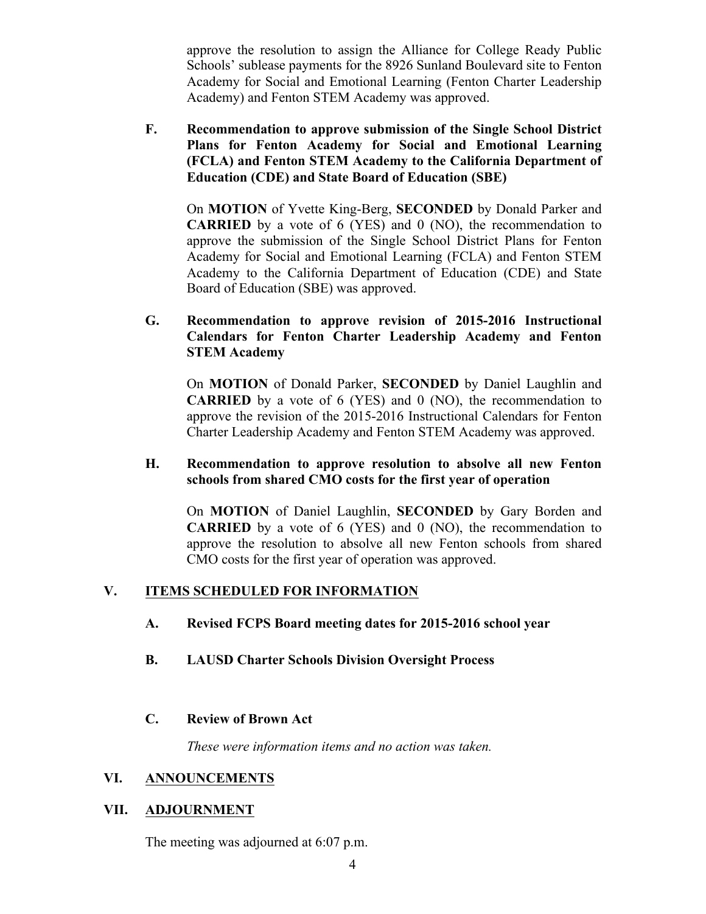approve the resolution to assign the Alliance for College Ready Public Schools' sublease payments for the 8926 Sunland Boulevard site to Fenton Academy for Social and Emotional Learning (Fenton Charter Leadership Academy) and Fenton STEM Academy was approved.

**F. Recommendation to approve submission of the Single School District Plans for Fenton Academy for Social and Emotional Learning (FCLA) and Fenton STEM Academy to the California Department of Education (CDE) and State Board of Education (SBE)**

On **MOTION** of Yvette King-Berg, **SECONDED** by Donald Parker and **CARRIED** by a vote of 6 (YES) and 0 (NO), the recommendation to approve the submission of the Single School District Plans for Fenton Academy for Social and Emotional Learning (FCLA) and Fenton STEM Academy to the California Department of Education (CDE) and State Board of Education (SBE) was approved.

**G. Recommendation to approve revision of 2015-2016 Instructional Calendars for Fenton Charter Leadership Academy and Fenton STEM Academy**

On **MOTION** of Donald Parker, **SECONDED** by Daniel Laughlin and **CARRIED** by a vote of 6 (YES) and 0 (NO), the recommendation to approve the revision of the 2015-2016 Instructional Calendars for Fenton Charter Leadership Academy and Fenton STEM Academy was approved.

**H. Recommendation to approve resolution to absolve all new Fenton schools from shared CMO costs for the first year of operation**

On **MOTION** of Daniel Laughlin, **SECONDED** by Gary Borden and **CARRIED** by a vote of 6 (YES) and 0 (NO), the recommendation to approve the resolution to absolve all new Fenton schools from shared CMO costs for the first year of operation was approved.

## V. ITEMS SCHEDULED FOR INFORMATION

**A. Revised FCPS Board meeting dates for 2015-2016 school year**

**B. LAUSD Charter Schools Division Oversight Process**

**C. Review of Brown Act**

*These were information items and no action was taken.*

## VI. ANNOUNCEMENTS

## VII. ADJOURNMENT

The meeting was adjourned at 6:07 p.m.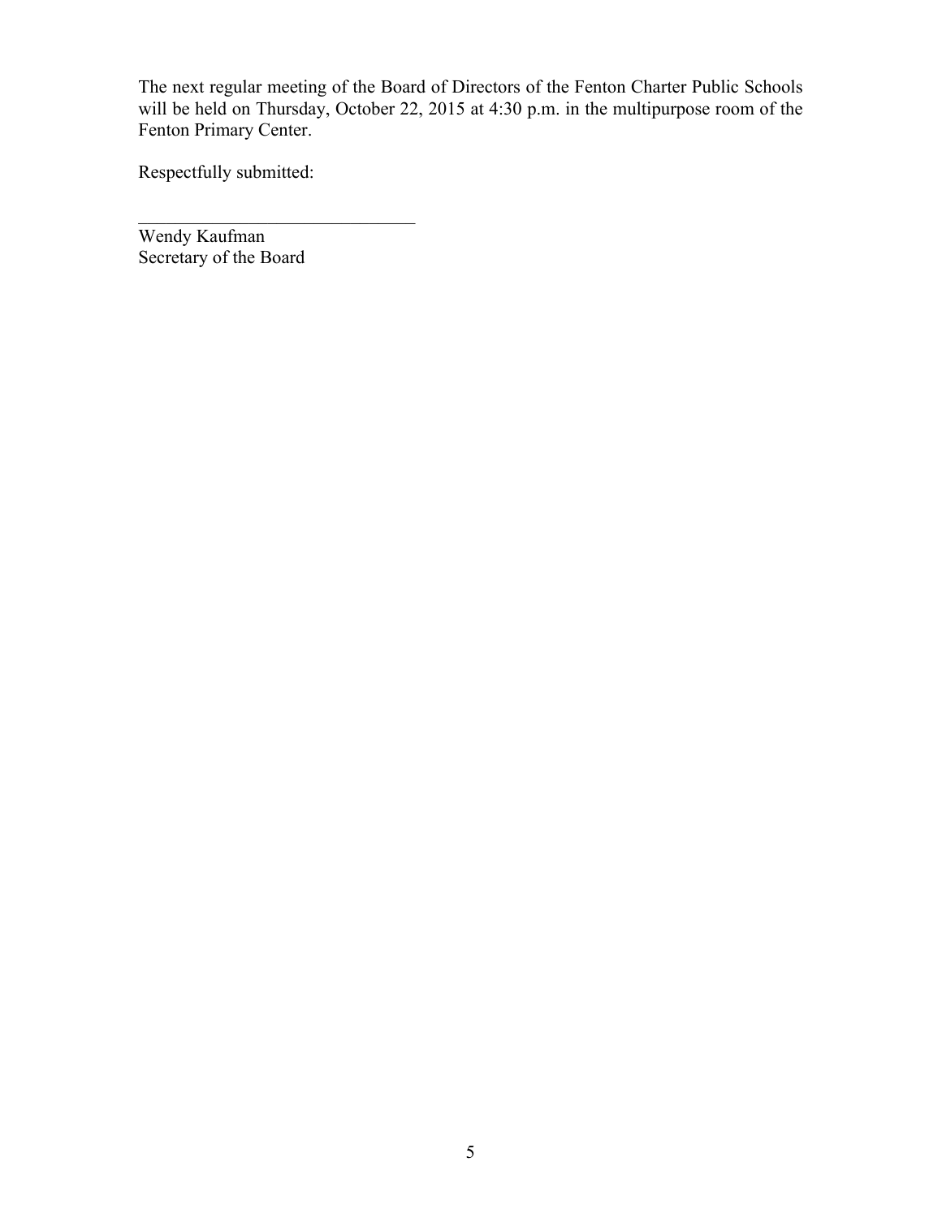The next regular meeting of the Board of Directors of the Fenton Charter Public Schools will be held on Thursday, October 22, 2015 at 4:30 p.m. in the multipurpose room of the Fenton Primary Center.

Respectfully submitted:

______________________________

Wendy Kaufman
Secretary of the Board